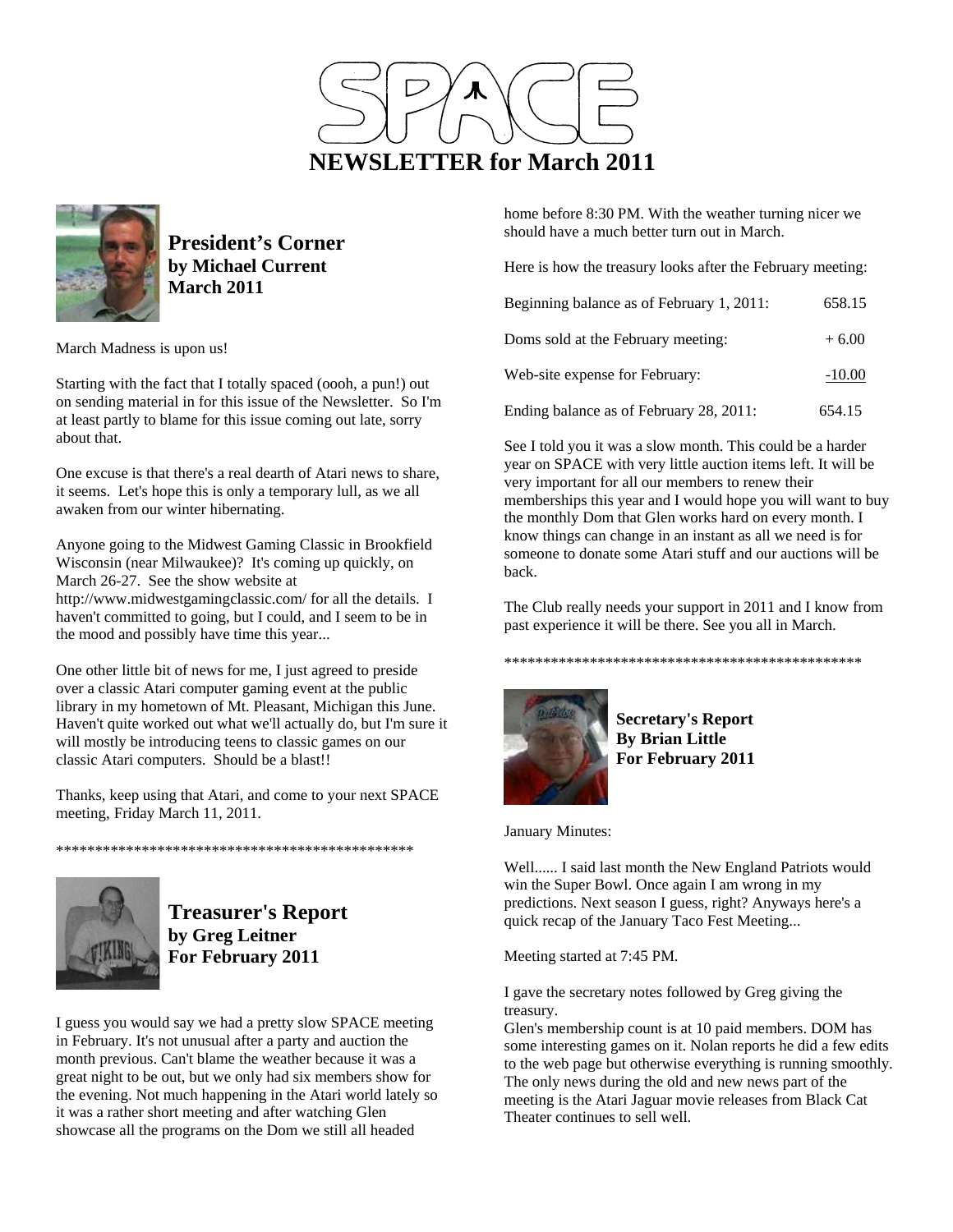# NEWSLETTER for March 2011

## President's Corner
**by Michael Current**
**March 2011**

March Madness is upon us!

Starting with the fact that I totally spaced (oooh, a pun!) out on sending material in for this issue of the Newsletter. So I'm at least partly to blame for this issue coming out late, sorry about that.

One excuse is that there's a real dearth of Atari news to share, it seems. Let's hope this is only a temporary lull, as we all awaken from our winter hibernating.

Anyone going to the Midwest Gaming Classic in Brookfield Wisconsin (near Milwaukee)? It's coming up quickly, on March 26-27. See the show website at http://www.midwestgamingclassic.com/ for all the details. I haven't committed to going, but I could, and I seem to be in the mood and possibly have time this year...

One other little bit of news for me, I just agreed to preside over a classic Atari computer gaming event at the public library in my hometown of Mt. Pleasant, Michigan this June. Haven't quite worked out what we'll actually do, but I'm sure it will mostly be introducing teens to classic games on our classic Atari computers. Should be a blast!!

Thanks, keep using that Atari, and come to your next SPACE meeting, Friday March 11, 2011.

\*\*\*\*\*\*\*\*\*\*\*\*\*\*\*\*\*\*\*\*\*\*\*\*\*\*\*\*\*\*\*\*\*\*\*\*\*\*\*\*\*\*\*\*\*\*\*

## Treasurer's Report
**by Greg Leitner**
**For February 2011**

I guess you would say we had a pretty slow SPACE meeting in February. It's not unusual after a party and auction the month previous. Can't blame the weather because it was a great night to be out, but we only had six members show for the evening. Not much happening in the Atari world lately so it was a rather short meeting and after watching Glen showcase all the programs on the Dom we still all headed home before 8:30 PM. With the weather turning nicer we should have a much better turn out in March.

Here is how the treasury looks after the February meeting:

| | |
|---|---|
| Beginning balance as of February 1, 2011: | 658.15 |
| Doms sold at the February meeting: | + 6.00 |
| Web-site expense for February: | -10.00 |
| Ending balance as of February 28, 2011: | 654.15 |

See I told you it was a slow month. This could be a harder year on SPACE with very little auction items left. It will be very important for all our members to renew their memberships this year and I would hope you will want to buy the monthly Dom that Glen works hard on every month. I know things can change in an instant as all we need is for someone to donate some Atari stuff and our auctions will be back.

The Club really needs your support in 2011 and I know from past experience it will be there. See you all in March.

\*\*\*\*\*\*\*\*\*\*\*\*\*\*\*\*\*\*\*\*\*\*\*\*\*\*\*\*\*\*\*\*\*\*\*\*\*\*\*\*\*\*\*\*\*\*\*

## Secretary's Report
**By Brian Little**
**For February 2011**

January Minutes:

Well...... I said last month the New England Patriots would win the Super Bowl. Once again I am wrong in my predictions. Next season I guess, right? Anyways here's a quick recap of the January Taco Fest Meeting...

Meeting started at 7:45 PM.

I gave the secretary notes followed by Greg giving the treasury.
Glen's membership count is at 10 paid members. DOM has some interesting games on it. Nolan reports he did a few edits to the web page but otherwise everything is running smoothly. The only news during the old and new news part of the meeting is the Atari Jaguar movie releases from Black Cat Theater continues to sell well.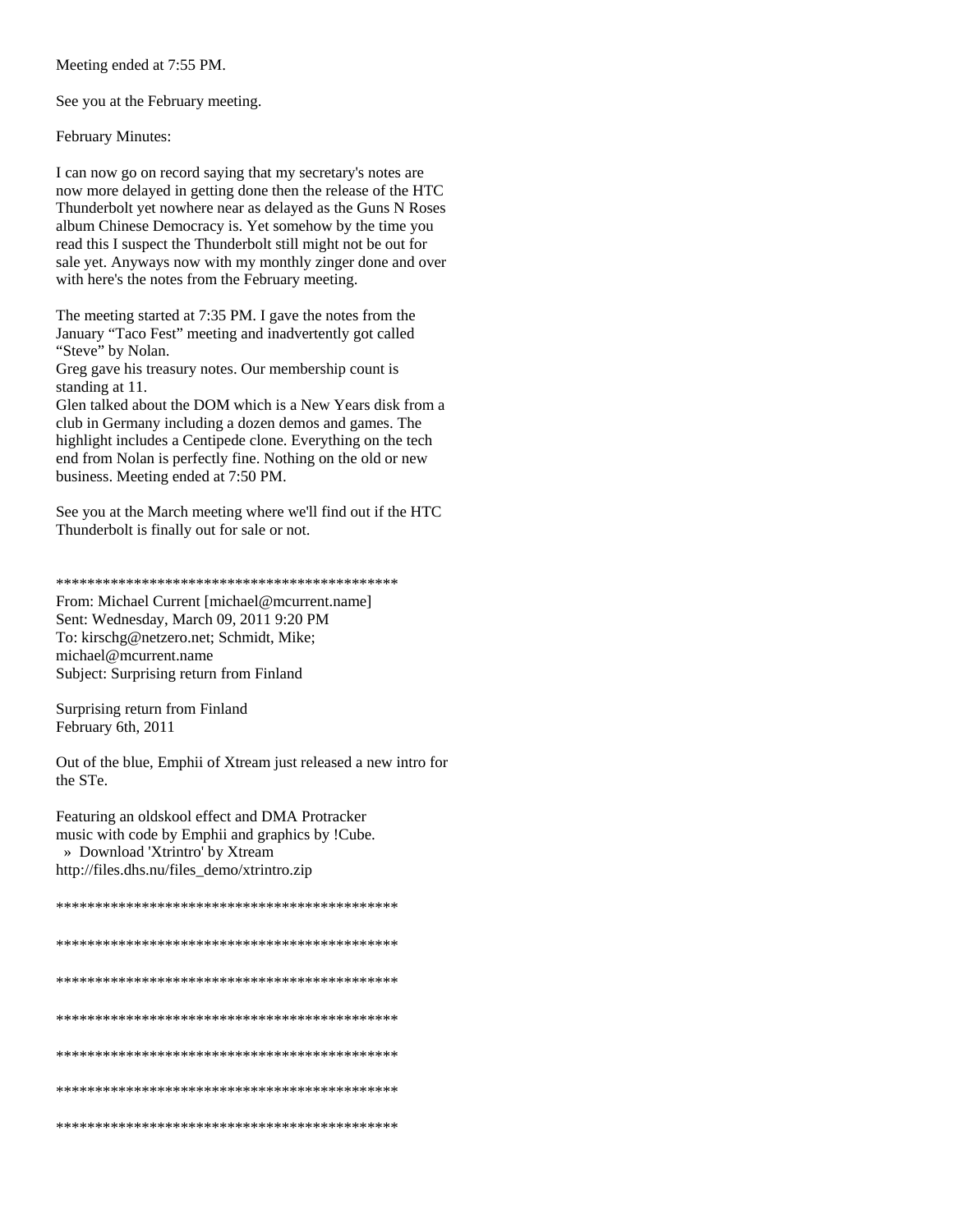Meeting ended at 7:55 PM.

See you at the February meeting.

February Minutes:

I can now go on record saying that my secretary's notes are now more delayed in getting done then the release of the HTC Thunderbolt yet nowhere near as delayed as the Guns N Roses album Chinese Democracy is. Yet somehow by the time you read this I suspect the Thunderbolt still might not be out for sale yet. Anyways now with my monthly zinger done and over with here's the notes from the February meeting.

The meeting started at 7:35 PM. I gave the notes from the January "Taco Fest" meeting and inadvertently got called "Steve" by Nolan.
Greg gave his treasury notes. Our membership count is standing at 11.
Glen talked about the DOM which is a New Years disk from a club in Germany including a dozen demos and games. The highlight includes a Centipede clone. Everything on the tech end from Nolan is perfectly fine. Nothing on the old or new business. Meeting ended at 7:50 PM.

See you at the March meeting where we'll find out if the HTC Thunderbolt is finally out for sale or not.

********************************************

From: Michael Current [michael@mcurrent.name]
Sent: Wednesday, March 09, 2011 9:20 PM
To: kirschg@netzero.net; Schmidt, Mike; michael@mcurrent.name
Subject: Surprising return from Finland

Surprising return from Finland
February 6th, 2011

Out of the blue, Emphii of Xtream just released a new intro for the STe.

Featuring an oldskool effect and DMA Protracker music with code by Emphii and graphics by !Cube.
» Download 'Xtrintro' by Xtream
http://files.dhs.nu/files_demo/xtrintro.zip

********************************************

********************************************

********************************************

********************************************

********************************************

********************************************

********************************************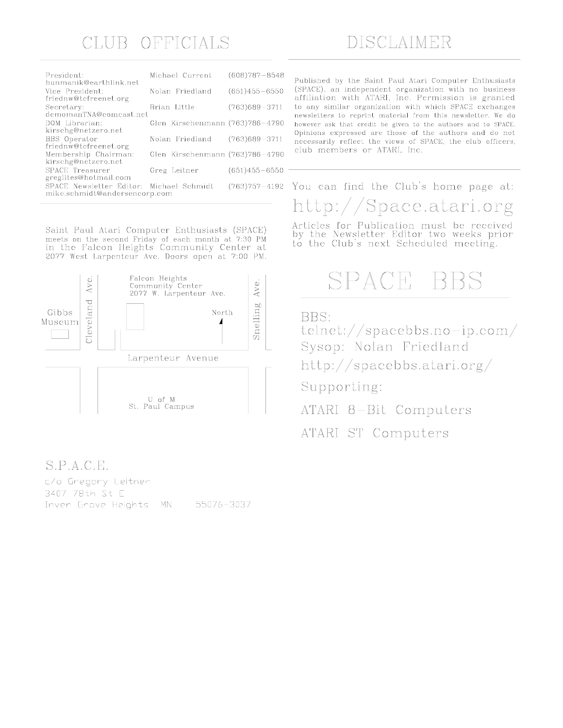# CLUB OFFICIALS

| | | |
|---|---|---|
| President: hunmanik@earthlink.net | Michael Current | (608)787-8548 |
| Vice President: friednw@tcfreenet.org | Nolan Friedland | (651)455-6550 |
| Secretary: demomanTNA@comcast.net | Brian Little | (763)689-3711 |
| DOM Librarian: kirschg@netzero.net | Glen Kirschenmann | (763)786-4790 |
| BBS Operator friednw@tcfreenet.org | Nolan Friedland | (763)689-3711 |
| Membership Chairman: kirschg@netzero.net | Glen Kirschenmann | (763)786-4790 |
| SPACE Treasurer greglites@hotmail.com | Greg Leitner | (651)455-6550 |
| SPACE Newsletter Editor: mike.schmidt@andersencorp.com | Michael Schmidt | (763)757-4192 |

Saint Paul Atari Computer Enthusiasts (SPACE) meets on the second Friday of each month at 7:30 PM in the Falcon Heights Community Center at 2077 West Larpenteur Ave. Doors open at 7:00 PM.

Falcon Heights Community Center 2077 W. Larpenteur Ave.

Gibbs Museum

Cleveland Ave.

Snelling Ave.

North

Larpenteur Avenue

U of M St. Paul Campus

S.P.A.C.E.

c/o Gregory Leitner
3407 78th St E
Inver Grove Heights MN 55076-3037

# DISCLAIMER

Published by the Saint Paul Atari Computer Enthusiasts (SPACE), an independent organization with no business affiliation with ATARI, Inc. Permission is granted to any similar organization with which SPACE exchanges newsletters to reprint material from this newsletter. We do however ask that credit be given to the authors and to SPACE. Opinions expressed are those of the authors and do not necessarily reflect the views of SPACE, the club officers, club members or ATARI, Inc.

You can find the Club's home page at:

http://Space.atari.org

Articles for Publication must be received by the Newsletter Editor two weeks prior to the Club's next Scheduled meeting.

# SPACE BBS

BBS:
telnet://spacebbs.no-ip.com/
Sysop: Nolan Friedland
http://spacebbs.atari.org/

Supporting:

ATARI 8-Bit Computers

ATARI ST Computers